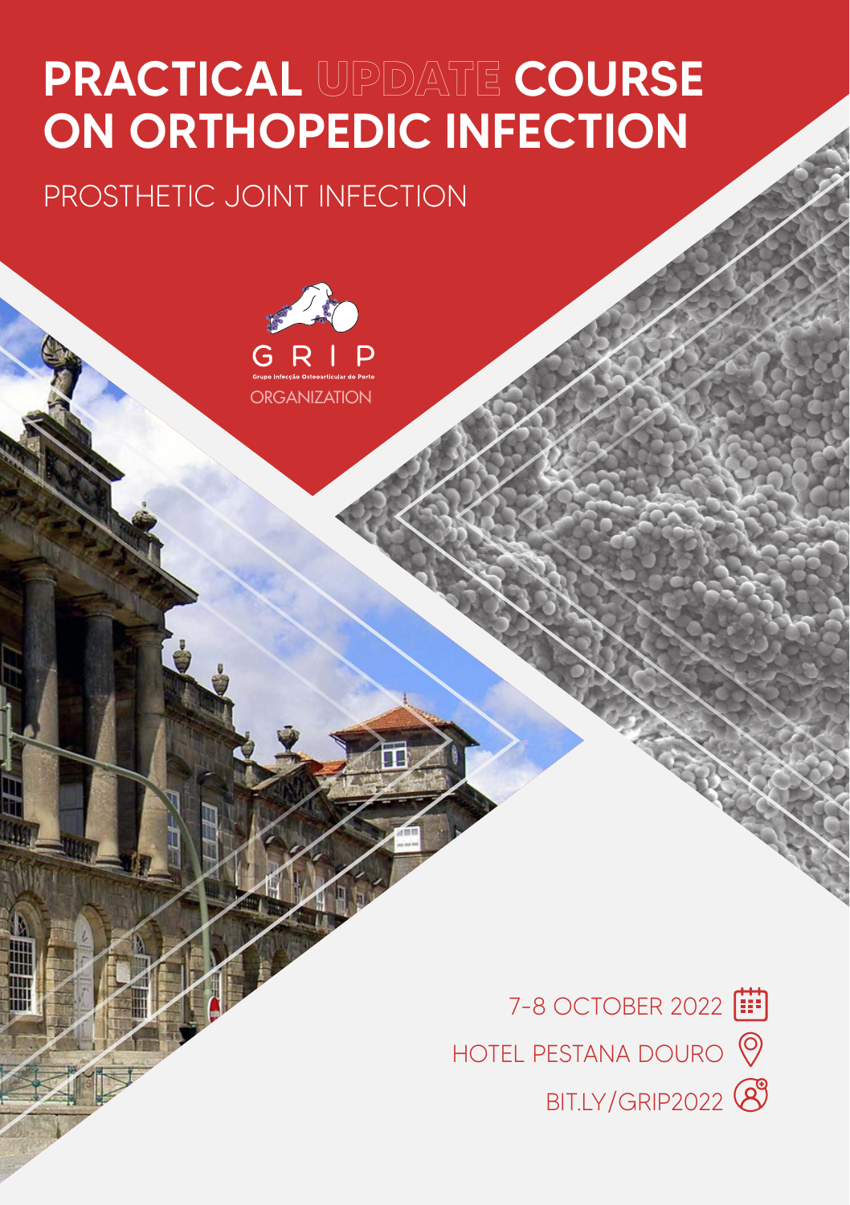# PRACTICAL UPDATE COURSE ON ORTHOPEDIC INFECTION

## PROSTHETIC JOINT INFECTION

GRIP

Grupo Infecção Osteoarticular do Porto

ORGANIZATION

7-8 OCTOBER 2022

HOTEL PESTANA DOURO

BIT.LY/GRIP2022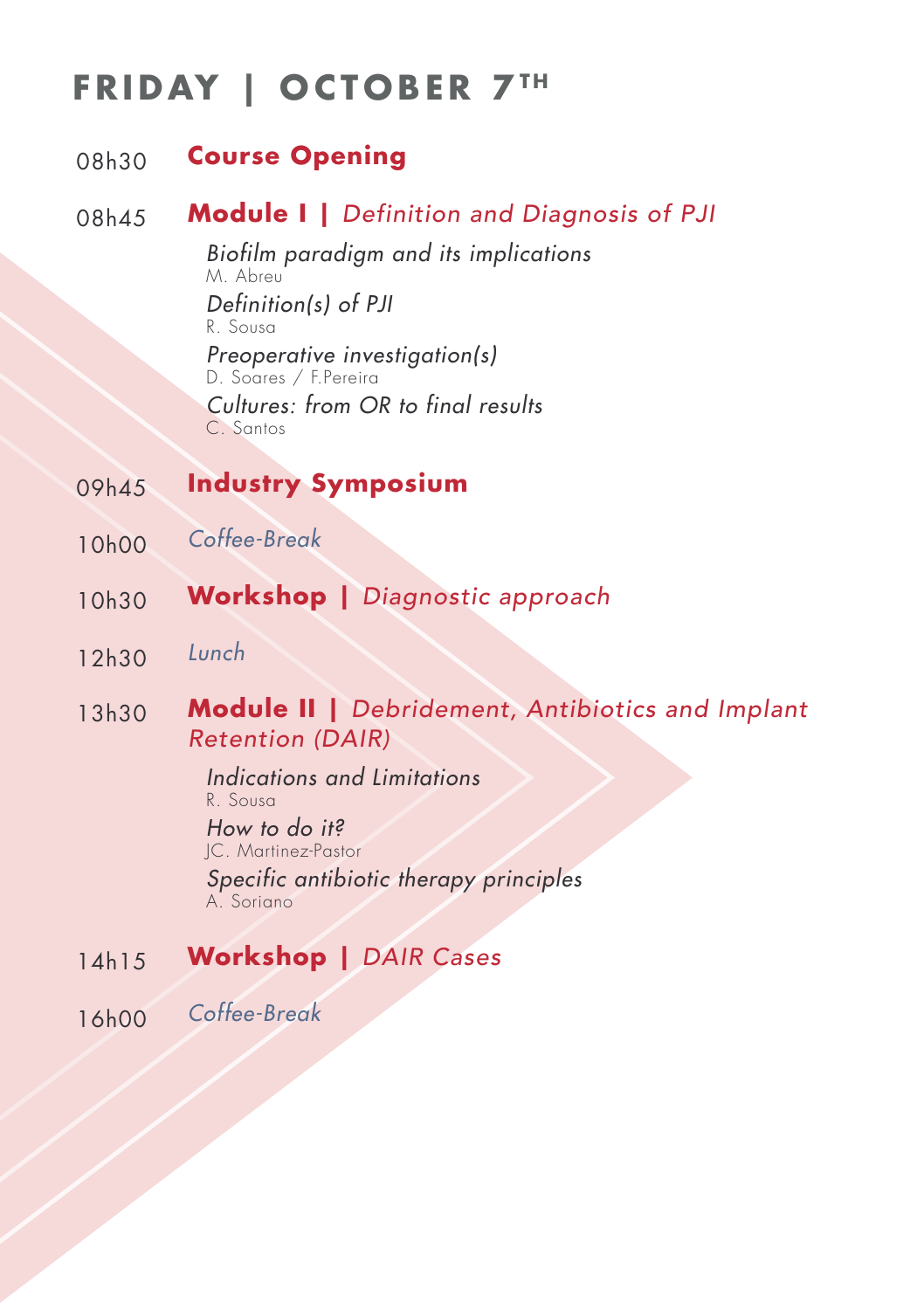# FRIDAY | OCTOBER 7TH

08h30 **Course Opening**

08h45 **Module I |** *Definition and Diagnosis of PJI*

*Biofilm paradigm and its implications*
M. Abreu

*Definition(s) of PJI*
R. Sousa

*Preoperative investigation(s)*
D. Soares / F.Pereira

*Cultures: from OR to final results*
C. Santos

09h45 **Industry Symposium**

10h00 *Coffee-Break*

10h30 **Workshop |** *Diagnostic approach*

12h30 *Lunch*

13h30 **Module II |** *Debridement, Antibiotics and Implant Retention (DAIR)*

*Indications and Limitations*
R. Sousa

*How to do it?*
JC. Martinez-Pastor

*Specific antibiotic therapy principles*
A. Soriano

14h15 **Workshop |** *DAIR Cases*

16h00 *Coffee-Break*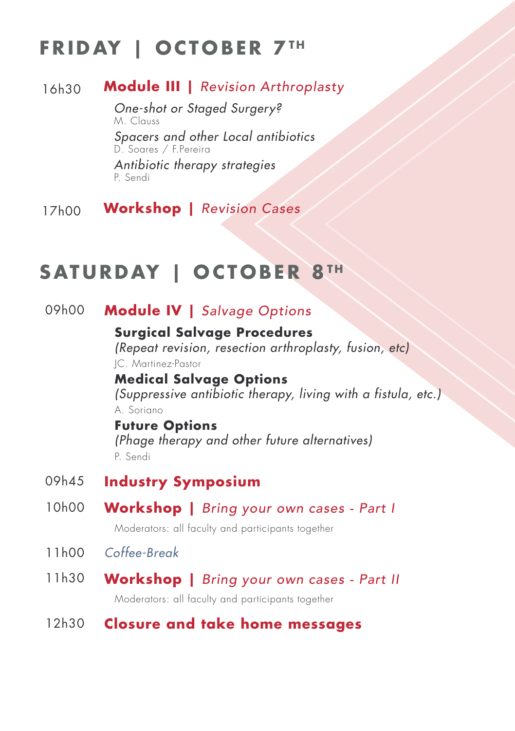# FRIDAY | OCTOBER 7TH

16h30 **Module III |** *Revision Arthroplasty*

*One-shot or Staged Surgery?*
M. Clauss

*Spacers and other Local antibiotics*
D. Soares / F.Pereira

*Antibiotic therapy strategies*
P. Sendi

17h00 **Workshop |** *Revision Cases*

# SATURDAY | OCTOBER 8TH

09h00 **Module IV |** *Salvage Options*

**Surgical Salvage Procedures**
*(Repeat revision, resection arthroplasty, fusion, etc)*
JC. Martinez-Pastor

**Medical Salvage Options**
*(Suppressive antibiotic therapy, living with a fistula, etc.)*
A. Soriano

**Future Options**
*(Phage therapy and other future alternatives)*
P. Sendi

09h45 **Industry Symposium**

10h00 **Workshop |** *Bring your own cases - Part I*

Moderators: all faculty and participants together

11h00 *Coffee-Break*

11h30 **Workshop |** *Bring your own cases - Part II*

Moderators: all faculty and participants together

12h30 **Closure and take home messages**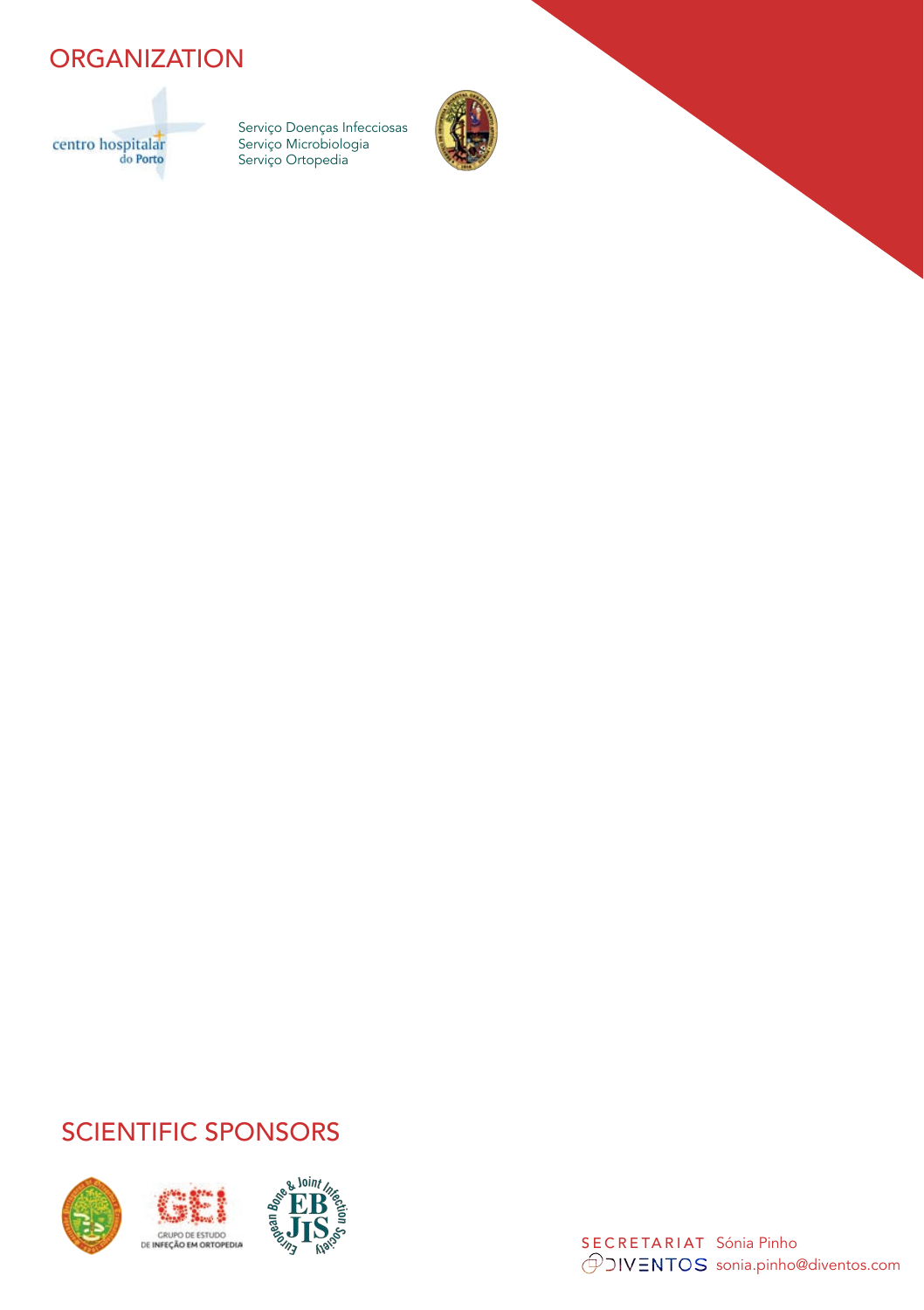## ORGANIZATION

centro hospitalar do Porto

Serviço Doenças Infecciosas
Serviço Microbiologia
Serviço Ortopedia

## SCIENTIFIC SPONSORS

GEI
GRUPO DE ESTUDO DE INFEÇÃO EM ORTOPEDIA

European Bone & Joint Infection Society
EBJIS

SECRETARIAT Sónia Pinho
DIVENTOS sonia.pinho@diventos.com